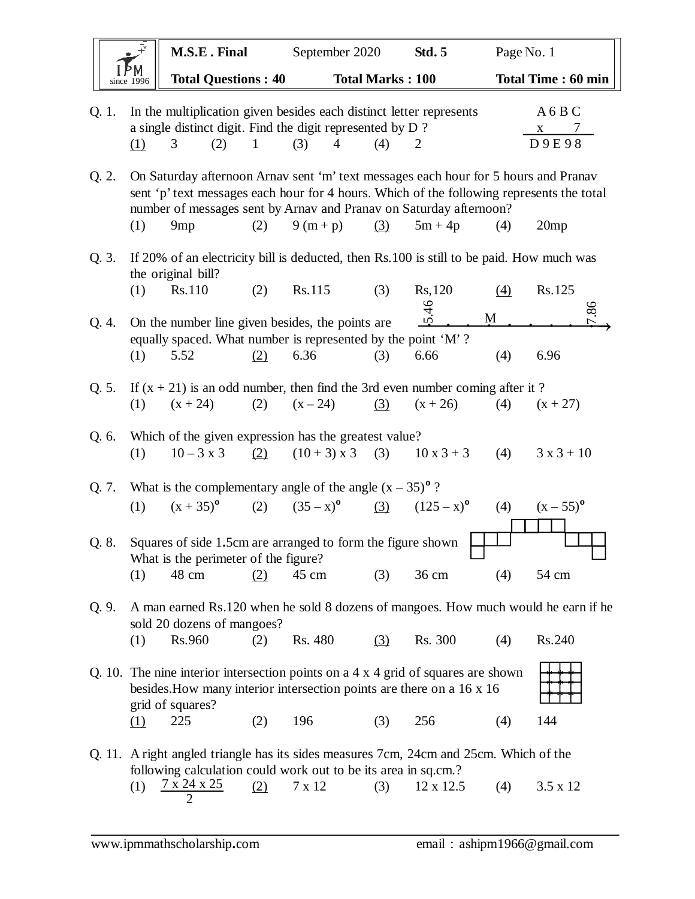| M.S.E. Final | September 2020 | Std. 5 | Page No. 1 |
|---|---|---|---|
| Total Questions : 40 | Total Marks : 100 | | Total Time : 60 min |

**Q. 1.** In the multiplication given besides each distinct letter represents a single distinct digit. Find the digit represented by D ?

```
  A 6 B C
x       7
---------
D 9 E 9 8
```

(1) 3 (2) 1 (3) 4 (4) 2

**Q. 2.** On Saturday afternoon Arnav sent 'm' text messages each hour for 5 hours and Pranav sent 'p' text messages each hour for 4 hours. Which of the following represents the total number of messages sent by Arnav and Pranav on Saturday afternoon?

(1) 9mp (2) 9 (m + p) (3) 5m + 4p (4) 20mp

**Q. 3.** If 20% of an electricity bill is deducted, then Rs.100 is still to be paid. How much was the original bill?

(1) Rs.110 (2) Rs.115 (3) Rs,120 (4) Rs.125

**Q. 4.** On the number line given besides, the points are equally spaced. What number is represented by the point 'M' ?

(Number line: 5.46 . . . M . . . . . 7.86)

(1) 5.52 (2) 6.36 (3) 6.66 (4) 6.96

**Q. 5.** If (x + 21) is an odd number, then find the 3rd even number coming after it ?

(1) (x + 24) (2) (x – 24) (3) (x + 26) (4) (x + 27)

**Q. 6.** Which of the given expression has the greatest value?

(1) 10 – 3 x 3 (2) (10 + 3) x 3 (3) 10 x 3 + 3 (4) 3 x 3 + 10

**Q. 7.** What is the complementary angle of the angle $(x - 35)^o$ ?

(1) $(x + 35)^o$ (2) $(35 - x)^o$ (3) $(125 - x)^o$ (4) $(x - 55)^o$

**Q. 8.** Squares of side 1.5cm are arranged to form the figure shown. What is the perimeter of the figure?

(1) 48 cm (2) 45 cm (3) 36 cm (4) 54 cm

**Q. 9.** A man earned Rs.120 when he sold 8 dozens of mangoes. How much would he earn if he sold 20 dozens of mangoes?

(1) Rs.960 (2) Rs. 480 (3) Rs. 300 (4) Rs.240

**Q. 10.** The nine interior intersection points on a 4 x 4 grid of squares are shown besides. How many interior intersection points are there on a 16 x 16 grid of squares?

(1) 225 (2) 196 (3) 256 (4) 144

**Q. 11.** A right angled triangle has its sides measures 7cm, 24cm and 25cm. Which of the following calculation could work out to be its area in sq.cm.?

(1) $\frac{7 \times 24 \times 25}{2}$ (2) 7 x 12 (3) 12 x 12.5 (4) 3.5 x 12

www.ipmmathscholarship.com email : ashipm1966@gmail.com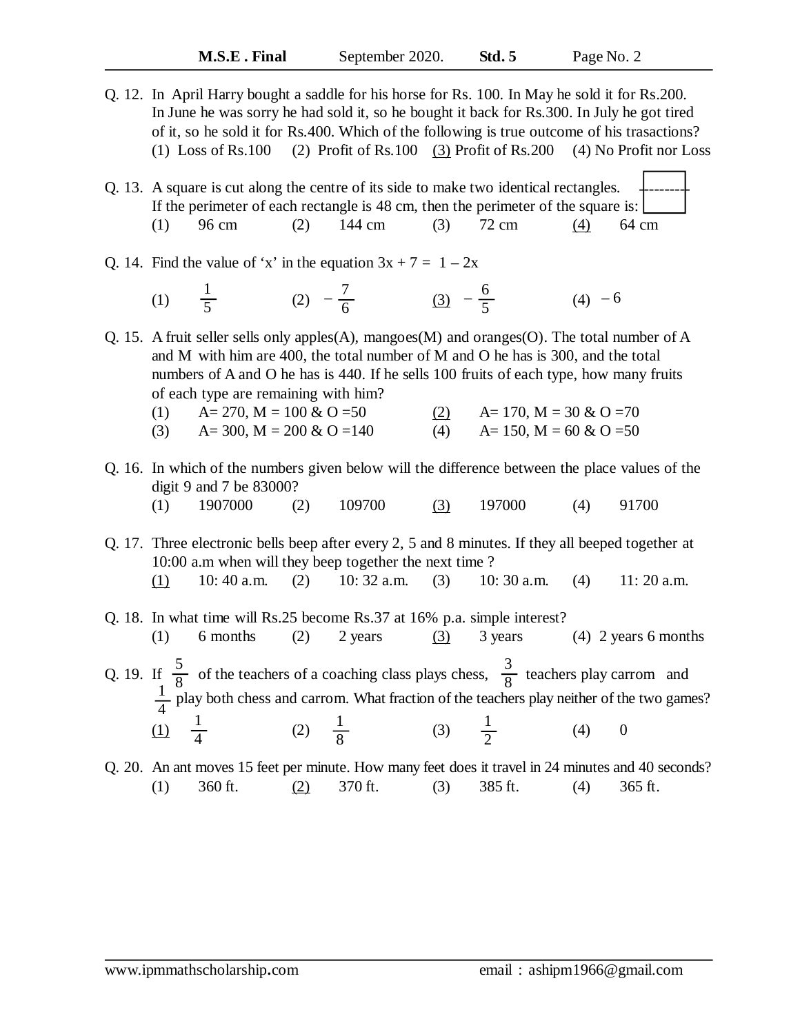Q. 12. In April Harry bought a saddle for his horse for Rs. 100. In May he sold it for Rs.200. In June he was sorry he had sold it, so he bought it back for Rs.300. In July he got tired of it, so he sold it for Rs.400. Which of the following is true outcome of his trasactions?

(1) Loss of Rs.100 (2) Profit of Rs.100 <u>(3)</u> Profit of Rs.200 (4) No Profit nor Loss

Q. 13. A square is cut along the centre of its side to make two identical rectangles. If the perimeter of each rectangle is 48 cm, then the perimeter of the square is:

(1) 96 cm (2) 144 cm (3) 72 cm <u>(4)</u> 64 cm

Q. 14. Find the value of 'x' in the equation $3x + 7 = 1 - 2x$

(1) $\frac{1}{5}$ (2) $-\frac{7}{6}$ <u>(3)</u> $-\frac{6}{5}$ (4) $-6$

Q. 15. A fruit seller sells only apples(A), mangoes(M) and oranges(O). The total number of A and M with him are 400, the total number of M and O he has is 300, and the total numbers of A and O he has is 440. If he sells 100 fruits of each type, how many fruits of each type are remaining with him?

(1) A= 270, M = 100 & O =50 <u>(2)</u> A= 170, M = 30 & O =70

(3) A= 300, M = 200 & O =140 (4) A= 150, M = 60 & O =50

Q. 16. In which of the numbers given below will the difference between the place values of the digit 9 and 7 be 83000?

(1) 1907000 (2) 109700 <u>(3)</u> 197000 (4) 91700

Q. 17. Three electronic bells beep after every 2, 5 and 8 minutes. If they all beeped together at 10:00 a.m when will they beep together the next time ?

<u>(1)</u> 10: 40 a.m. (2) 10: 32 a.m. (3) 10: 30 a.m. (4) 11: 20 a.m.

Q. 18. In what time will Rs.25 become Rs.37 at 16% p.a. simple interest?

(1) 6 months (2) 2 years <u>(3)</u> 3 years (4) 2 years 6 months

Q. 19. If $\frac{5}{8}$ of the teachers of a coaching class plays chess, $\frac{3}{8}$ teachers play carrom and $\frac{1}{4}$ play both chess and carrom. What fraction of the teachers play neither of the two games?

<u>(1)</u> $\frac{1}{4}$ (2) $\frac{1}{8}$ (3) $\frac{1}{2}$ (4) 0

Q. 20. An ant moves 15 feet per minute. How many feet does it travel in 24 minutes and 40 seconds?

(1) 360 ft. <u>(2)</u> 370 ft. (3) 385 ft. (4) 365 ft.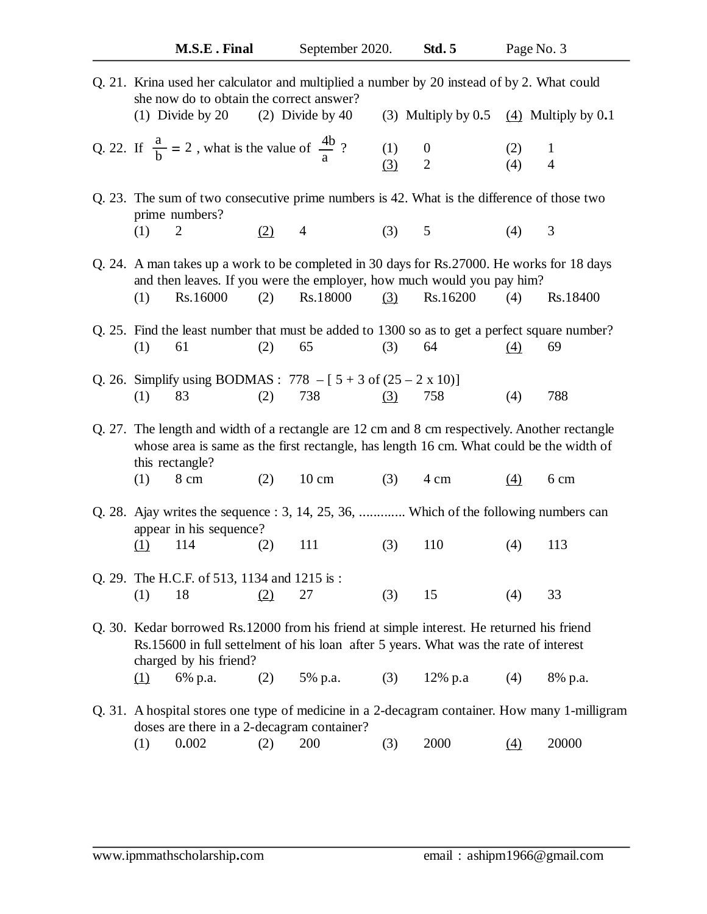Q. 21. Krina used her calculator and multiplied a number by 20 instead of by 2. What could she now do to obtain the correct answer?

(1) Divide by 20 (2) Divide by 40 (3) Multiply by 0.5 <u>(4)</u> Multiply by 0.1

Q. 22. If $\frac{a}{b} = 2$ , what is the value of $\frac{4b}{a}$ ?

(1) 0 (2) 1 <u>(3)</u> 2 (4) 4

Q. 23. The sum of two consecutive prime numbers is 42. What is the difference of those two prime numbers?

(1) 2 <u>(2)</u> 4 (3) 5 (4) 3

Q. 24. A man takes up a work to be completed in 30 days for Rs.27000. He works for 18 days and then leaves. If you were the employer, how much would you pay him?

(1) Rs.16000 (2) Rs.18000 <u>(3)</u> Rs.16200 (4) Rs.18400

Q. 25. Find the least number that must be added to 1300 so as to get a perfect square number?

(1) 61 (2) 65 (3) 64 <u>(4)</u> 69

Q. 26. Simplify using BODMAS : 778 – [ 5 + 3 of (25 – 2 x 10)]

(1) 83 (2) 738 <u>(3)</u> 758 (4) 788

Q. 27. The length and width of a rectangle are 12 cm and 8 cm respectively. Another rectangle whose area is same as the first rectangle, has length 16 cm. What could be the width of this rectangle?

(1) 8 cm (2) 10 cm (3) 4 cm <u>(4)</u> 6 cm

Q. 28. Ajay writes the sequence : 3, 14, 25, 36, ............. Which of the following numbers can appear in his sequence?

<u>(1)</u> 114 (2) 111 (3) 110 (4) 113

Q. 29. The H.C.F. of 513, 1134 and 1215 is :

(1) 18 <u>(2)</u> 27 (3) 15 (4) 33

Q. 30. Kedar borrowed Rs.12000 from his friend at simple interest. He returned his friend Rs.15600 in full settelment of his loan after 5 years. What was the rate of interest charged by his friend?

<u>(1)</u> 6% p.a. (2) 5% p.a. (3) 12% p.a (4) 8% p.a.

Q. 31. A hospital stores one type of medicine in a 2-decagram container. How many 1-milligram doses are there in a 2-decagram container?

(1) 0.002 (2) 200 (3) 2000 <u>(4)</u> 20000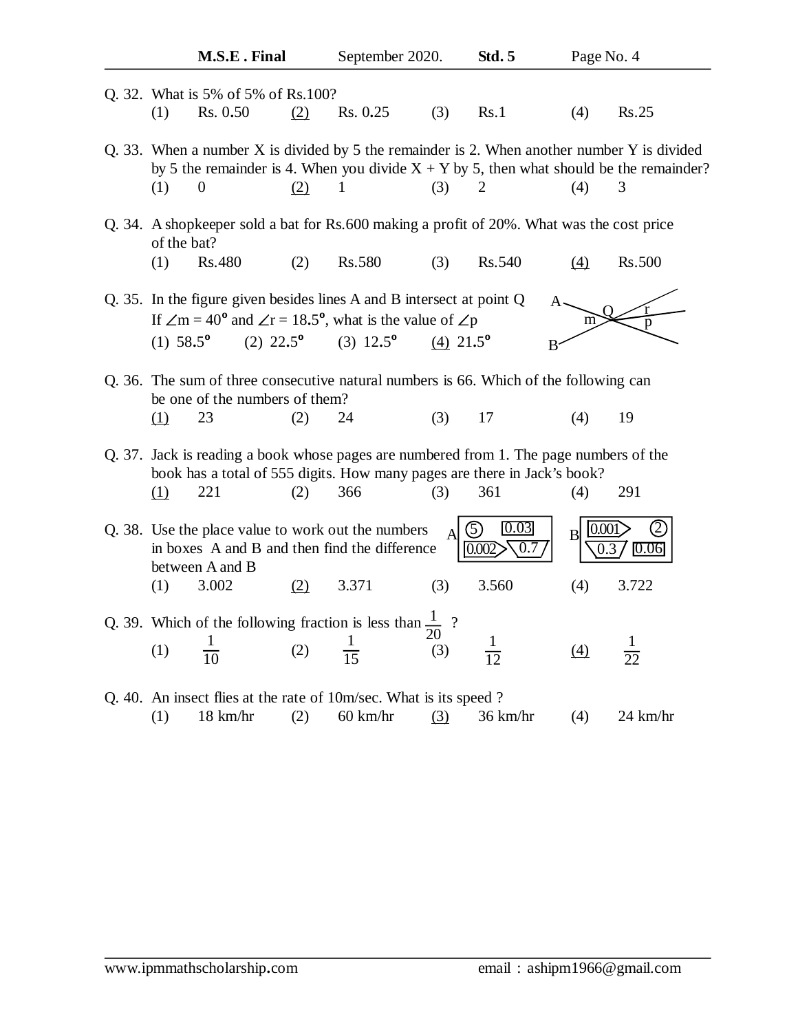Q. 32. What is 5% of 5% of Rs.100?

(1) Rs. 0.50 (2) Rs. 0.25 (3) Rs.1 (4) Rs.25

Q. 33. When a number X is divided by 5 the remainder is 2. When another number Y is divided by 5 the remainder is 4. When you divide X + Y by 5, then what should be the remainder?

(1) 0 (2) 1 (3) 2 (4) 3

Q. 34. A shopkeeper sold a bat for Rs.600 making a profit of 20%. What was the cost price of the bat?

(1) Rs.480 (2) Rs.580 (3) Rs.540 (4) Rs.500

Q. 35. In the figure given besides lines A and B intersect at point Q If $\angle m = 40^o$ and $\angle r = 18.5^o$, what is the value of $\angle p$

(1) $58.5^o$ (2) $22.5^o$ (3) $12.5^o$ (4) $21.5^o$

A
Q
m
r
p
B

Q. 36. The sum of three consecutive natural numbers is 66. Which of the following can be one of the numbers of them?

(1) 23 (2) 24 (3) 17 (4) 19

Q. 37. Jack is reading a book whose pages are numbered from 1. The page numbers of the book has a total of 555 digits. How many pages are there in Jack's book?

(1) 221 (2) 366 (3) 361 (4) 291

Q. 38. Use the place value to work out the numbers in boxes A and B and then find the difference between A and B

A: 5, 0.03, 0.002, 0.7

B: 0.001, 2, 0.3, 0.06

(1) 3.002 (2) 3.371 (3) 3.560 (4) 3.722

Q. 39. Which of the following fraction is less than $\frac{1}{20}$ ?

(1) $\frac{1}{10}$ (2) $\frac{1}{15}$ (3) $\frac{1}{12}$ (4) $\frac{1}{22}$

Q. 40. An insect flies at the rate of 10m/sec. What is its speed ?

(1) 18 km/hr (2) 60 km/hr (3) 36 km/hr (4) 24 km/hr